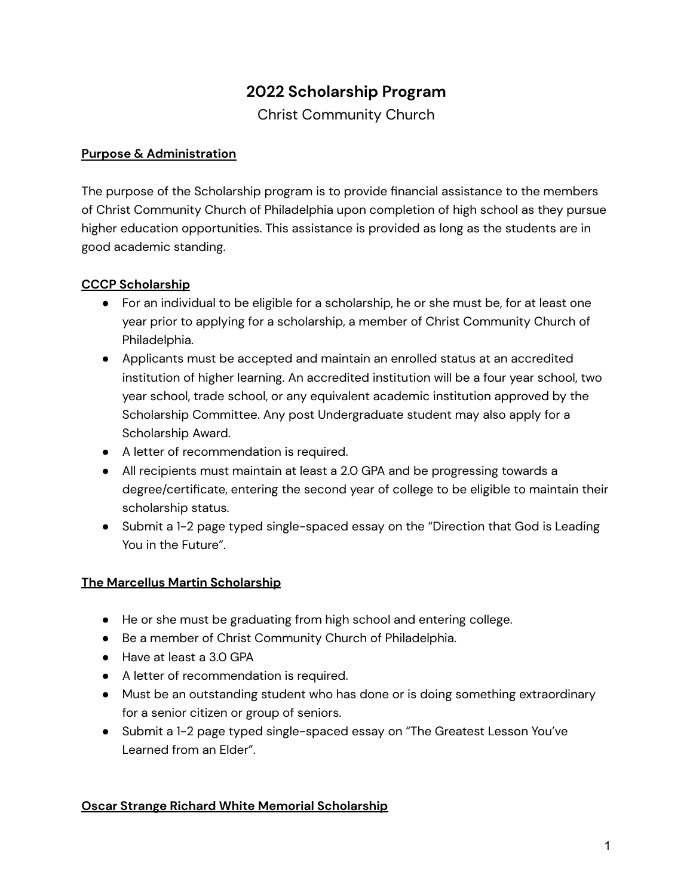# 2022 Scholarship Program

Christ Community Church

**Purpose & Administration**

The purpose of the Scholarship program is to provide financial assistance to the members of Christ Community Church of Philadelphia upon completion of high school as they pursue higher education opportunities. This assistance is provided as long as the students are in good academic standing.

**CCCP Scholarship**

- For an individual to be eligible for a scholarship, he or she must be, for at least one year prior to applying for a scholarship, a member of Christ Community Church of Philadelphia.
- Applicants must be accepted and maintain an enrolled status at an accredited institution of higher learning. An accredited institution will be a four year school, two year school, trade school, or any equivalent academic institution approved by the Scholarship Committee. Any post Undergraduate student may also apply for a Scholarship Award.
- A letter of recommendation is required.
- All recipients must maintain at least a 2.0 GPA and be progressing towards a degree/certificate, entering the second year of college to be eligible to maintain their scholarship status.
- Submit a 1-2 page typed single-spaced essay on the "Direction that God is Leading You in the Future".

**The Marcellus Martin Scholarship**

- He or she must be graduating from high school and entering college.
- Be a member of Christ Community Church of Philadelphia.
- Have at least a 3.0 GPA
- A letter of recommendation is required.
- Must be an outstanding student who has done or is doing something extraordinary for a senior citizen or group of seniors.
- Submit a 1-2 page typed single-spaced essay on "The Greatest Lesson You've Learned from an Elder".

**Oscar Strange Richard White Memorial Scholarship**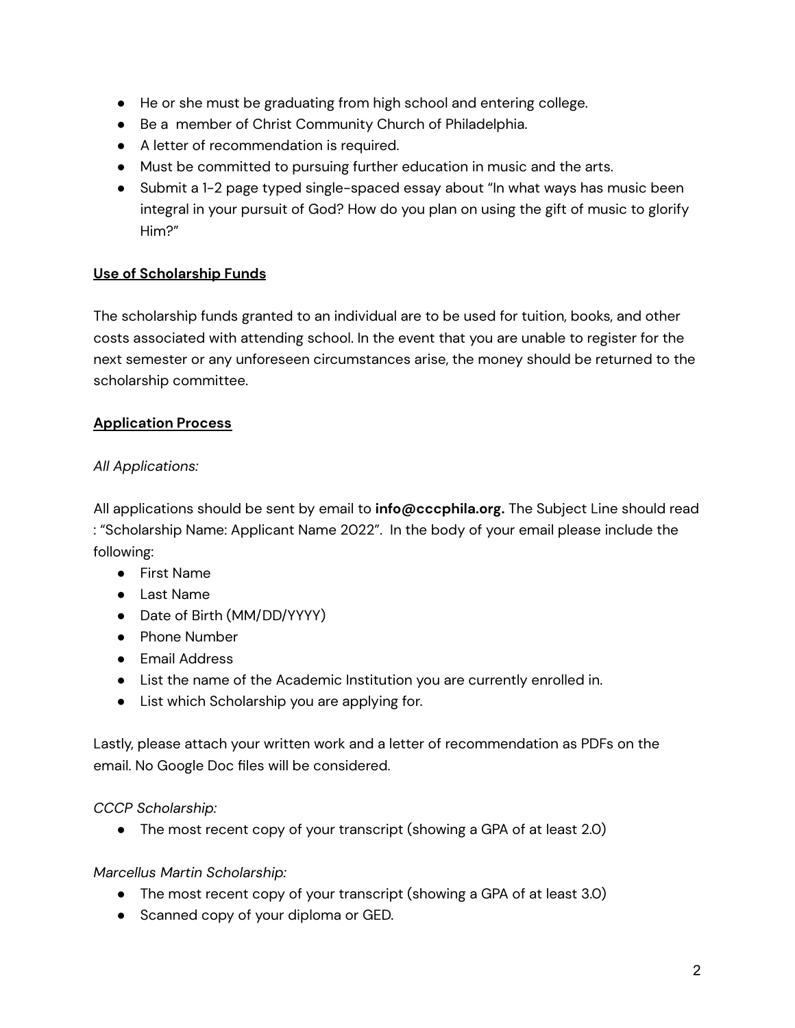- He or she must be graduating from high school and entering college.
- Be a  member of Christ Community Church of Philadelphia.
- A letter of recommendation is required.
- Must be committed to pursuing further education in music and the arts.
- Submit a 1-2 page typed single-spaced essay about "In what ways has music been integral in your pursuit of God? How do you plan on using the gift of music to glorify Him?"

**Use of Scholarship Funds**

The scholarship funds granted to an individual are to be used for tuition, books, and other costs associated with attending school. In the event that you are unable to register for the next semester or any unforeseen circumstances arise, the money should be returned to the scholarship committee.

**Application Process**

*All Applications:*

All applications should be sent by email to **info@cccphila.org.** The Subject Line should read : "Scholarship Name: Applicant Name 2022". In the body of your email please include the following:

- First Name
- Last Name
- Date of Birth (MM/DD/YYYY)
- Phone Number
- Email Address
- List the name of the Academic Institution you are currently enrolled in.
- List which Scholarship you are applying for.

Lastly, please attach your written work and a letter of recommendation as PDFs on the email. No Google Doc files will be considered.

*CCCP Scholarship:*

- The most recent copy of your transcript (showing a GPA of at least 2.0)

*Marcellus Martin Scholarship:*

- The most recent copy of your transcript (showing a GPA of at least 3.0)
- Scanned copy of your diploma or GED.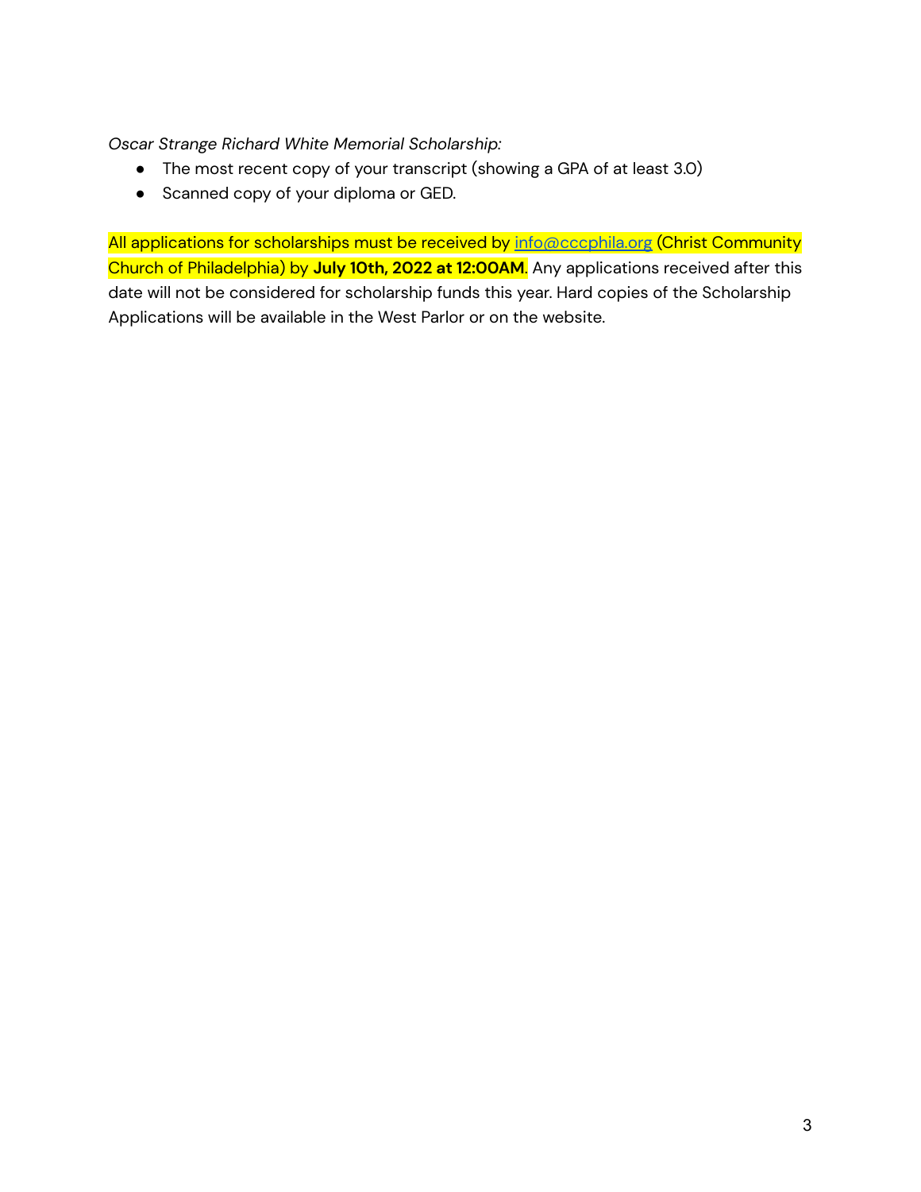*Oscar Strange Richard White Memorial Scholarship:*

- The most recent copy of your transcript (showing a GPA of at least 3.0)
- Scanned copy of your diploma or GED.

All applications for scholarships must be received by info@cccphila.org (Christ Community Church of Philadelphia) by **July 10th, 2022 at 12:00AM**. Any applications received after this date will not be considered for scholarship funds this year. Hard copies of the Scholarship Applications will be available in the West Parlor or on the website.